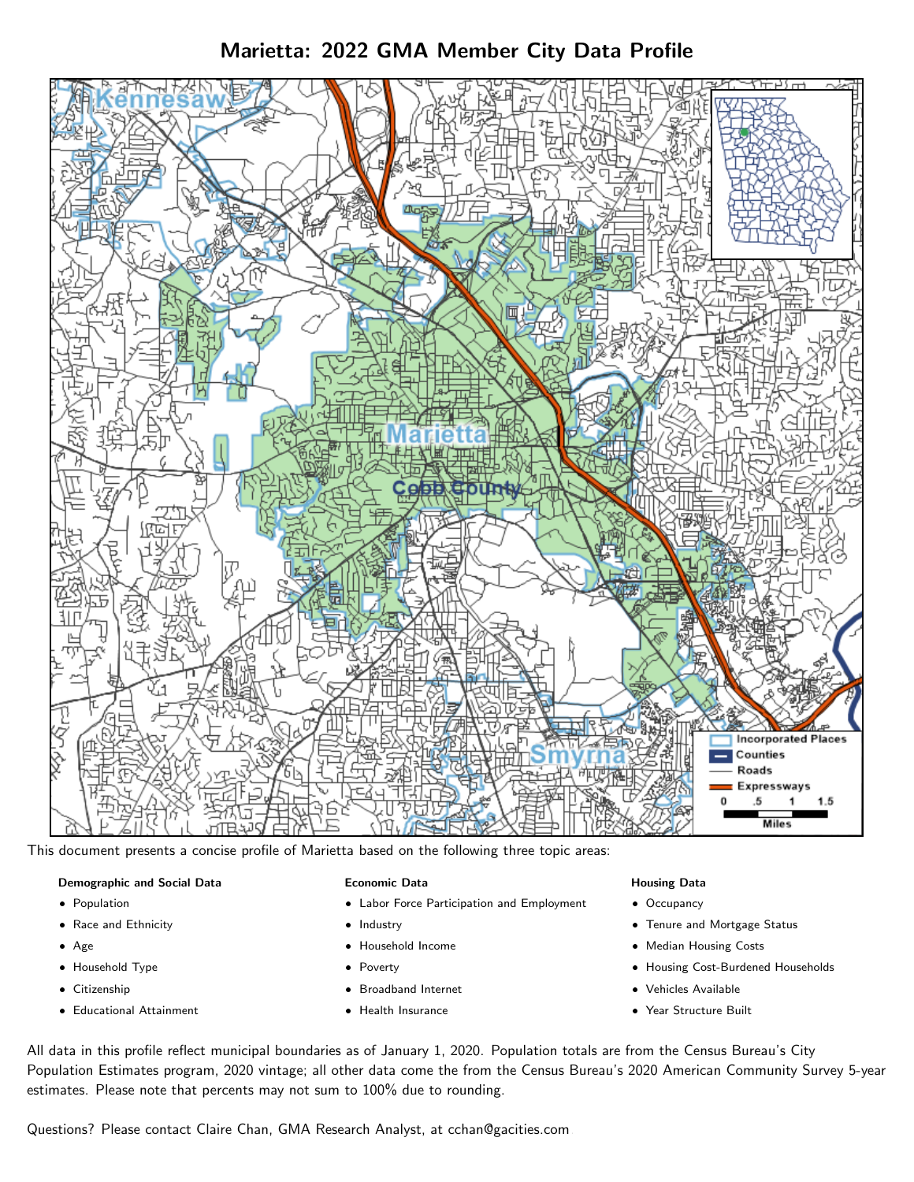# Marietta: 2022 GMA Member City Data Profile

Kennesaw

Marietta

Cobb County

Smyrna

Incorporated Places

Counties

Roads

Expressways

0 .5 1 1.5

Miles

This document presents a concise profile of Marietta based on the following three topic areas:

**Demographic and Social Data**

- Population
- Race and Ethnicity
- Age
- Household Type
- Citizenship
- Educational Attainment

**Economic Data**

- Labor Force Participation and Employment
- Industry
- Household Income
- Poverty
- Broadband Internet
- Health Insurance

**Housing Data**

- Occupancy
- Tenure and Mortgage Status
- Median Housing Costs
- Housing Cost-Burdened Households
- Vehicles Available
- Year Structure Built

All data in this profile reflect municipal boundaries as of January 1, 2020. Population totals are from the Census Bureau's City Population Estimates program, 2020 vintage; all other data come the from the Census Bureau's 2020 American Community Survey 5-year estimates. Please note that percents may not sum to 100% due to rounding.

Questions? Please contact Claire Chan, GMA Research Analyst, at cchan@gacities.com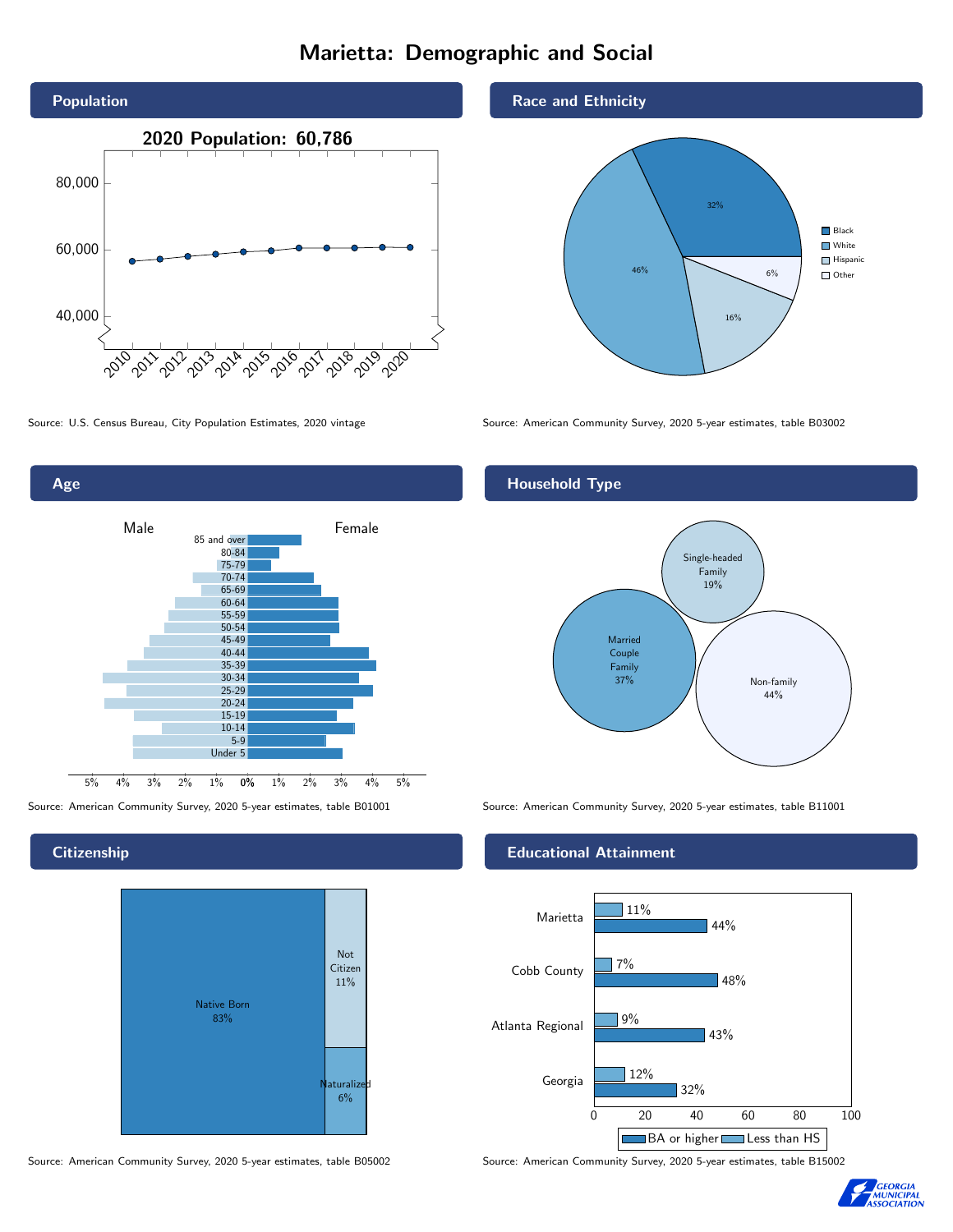# Marietta: Demographic and Social

## Population

2020 Population: 60,786

Source: U.S. Census Bureau, City Population Estimates, 2020 vintage

## Race and Ethnicity

| Race/Ethnicity | Percent |
|---|---|
| Black | 32% |
| White | 46% |
| Hispanic | 16% |
| Other | 6% |

Source: American Community Survey, 2020 5-year estimates, table B03002

## Age

Source: American Community Survey, 2020 5-year estimates, table B01001

## Household Type

| Household Type | Percent |
|---|---|
| Single-headed Family | 19% |
| Married Couple Family | 37% |
| Non-family | 44% |

Source: American Community Survey, 2020 5-year estimates, table B11001

## Citizenship

| Citizenship | Percent |
|---|---|
| Native Born | 83% |
| Not Citizen | 11% |
| Naturalized | 6% |

Source: American Community Survey, 2020 5-year estimates, table B05002

## Educational Attainment

| | Less than HS | BA or higher |
|---|---|---|
| Marietta | 11% | 44% |
| Cobb County | 7% | 48% |
| Atlanta Regional | 9% | 43% |
| Georgia | 12% | 32% |

Source: American Community Survey, 2020 5-year estimates, table B15002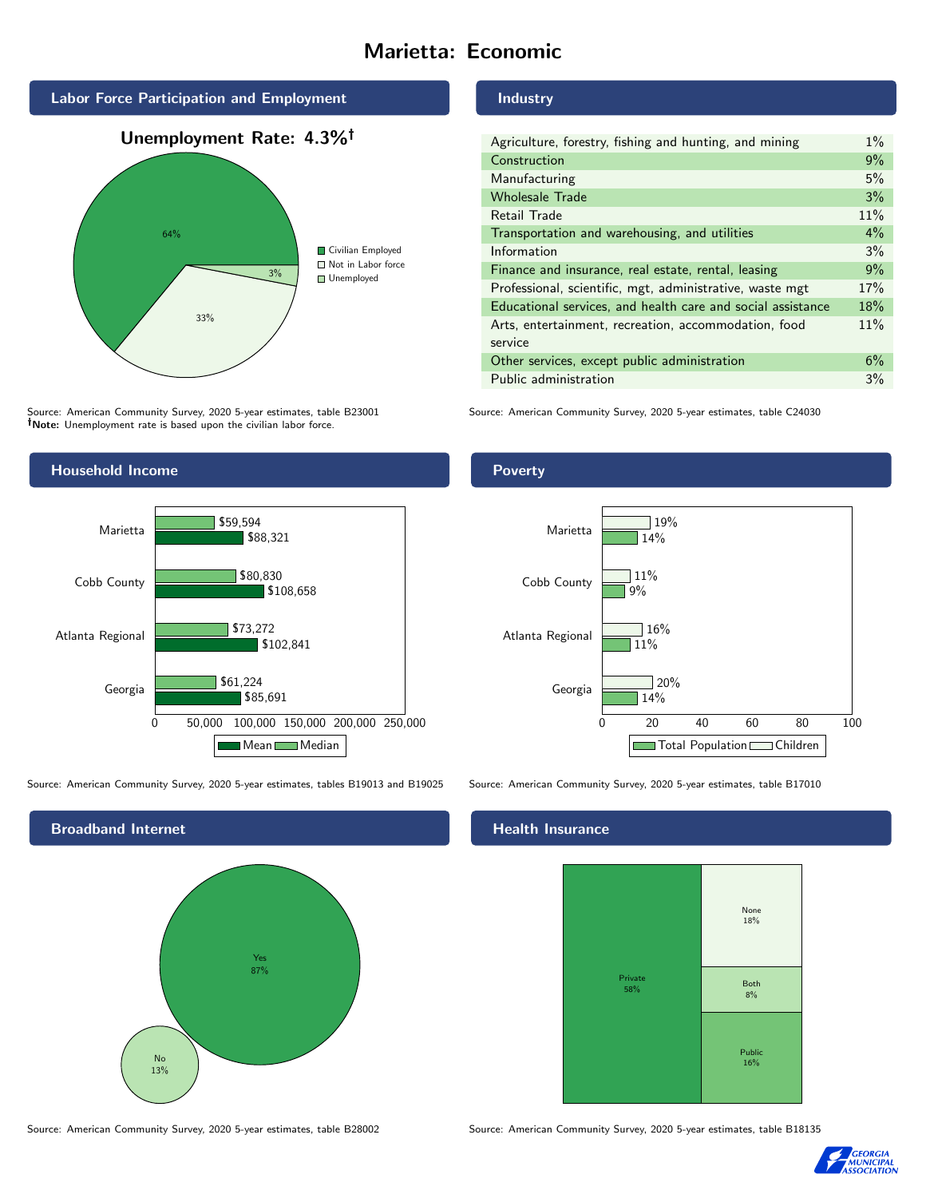# Marietta: Economic

## Labor Force Participation and Employment

**Unemployment Rate: 4.3%†**

64%
3%
33%

Civilian Employed
Not in Labor force
Unemployed

Source: American Community Survey, 2020 5-year estimates, table B23001
**†Note:** Unemployment rate is based upon the civilian labor force.

## Industry

| | |
|---|---|
| Agriculture, forestry, fishing and hunting, and mining | 1% |
| Construction | 9% |
| Manufacturing | 5% |
| Wholesale Trade | 3% |
| Retail Trade | 11% |
| Transportation and warehousing, and utilities | 4% |
| Information | 3% |
| Finance and insurance, real estate, rental, leasing | 9% |
| Professional, scientific, mgt, administrative, waste mgt | 17% |
| Educational services, and health care and social assistance | 18% |
| Arts, entertainment, recreation, accommodation, food service | 11% |
| Other services, except public administration | 6% |
| Public administration | 3% |

Source: American Community Survey, 2020 5-year estimates, table C24030

## Household Income

Marietta
$59,594
$88,321

Cobb County
$80,830
$108,658

Atlanta Regional
$73,272
$102,841

Georgia
$61,224
$85,691

0 50,000 100,000 150,000 200,000 250,000

Mean Median

Source: American Community Survey, 2020 5-year estimates, tables B19013 and B19025

## Poverty

Marietta
19%
14%

Cobb County
11%
9%

Atlanta Regional
16%
11%

Georgia
20%
14%

0 20 40 60 80 100

Total Population Children

Source: American Community Survey, 2020 5-year estimates, table B17010

## Broadband Internet

Yes
87%

No
13%

Source: American Community Survey, 2020 5-year estimates, table B28002

## Health Insurance

Private
58%

None
18%

Both
8%

Public
16%

Source: American Community Survey, 2020 5-year estimates, table B18135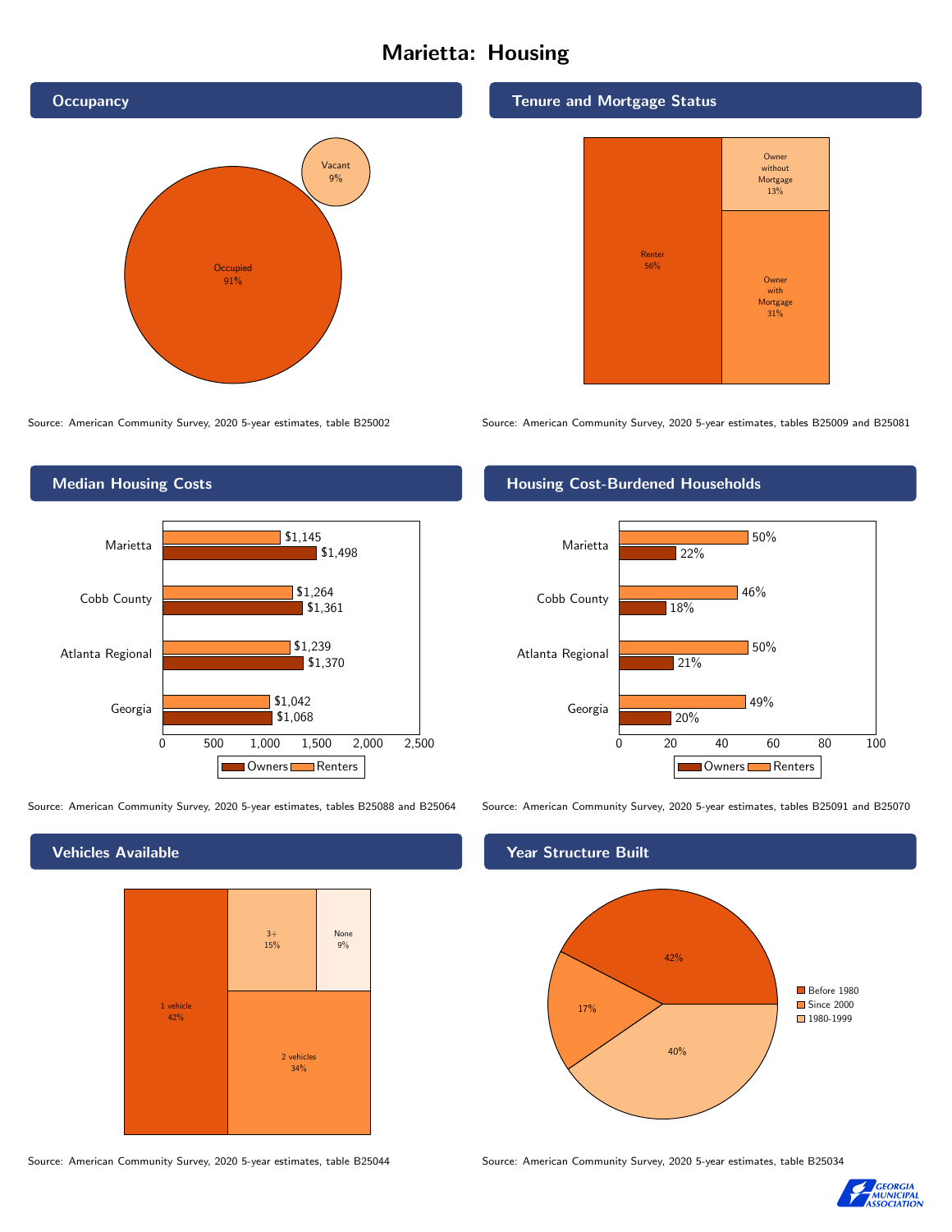# Marietta: Housing

## Occupancy

Vacant
9%

Occupied
91%

Source: American Community Survey, 2020 5-year estimates, table B25002

## Tenure and Mortgage Status

Renter
56%

Owner
without
Mortgage
13%

Owner
with
Mortgage
31%

Source: American Community Survey, 2020 5-year estimates, tables B25009 and B25081

## Median Housing Costs

Marietta
$1,145
$1,498

Cobb County
$1,264
$1,361

Atlanta Regional
$1,239
$1,370

Georgia
$1,042
$1,068

0 500 1,000 1,500 2,000 2,500

Owners Renters

Source: American Community Survey, 2020 5-year estimates, tables B25088 and B25064

## Housing Cost-Burdened Households

Marietta
50%
22%

Cobb County
46%
18%

Atlanta Regional
50%
21%

Georgia
49%
20%

0 20 40 60 80 100

Owners Renters

Source: American Community Survey, 2020 5-year estimates, tables B25091 and B25070

## Vehicles Available

1 vehicle
42%

3+
15%

None
9%

2 vehicles
34%

Source: American Community Survey, 2020 5-year estimates, table B25044

## Year Structure Built

42%

17%

40%

Before 1980
Since 2000
1980-1999

Source: American Community Survey, 2020 5-year estimates, table B25034